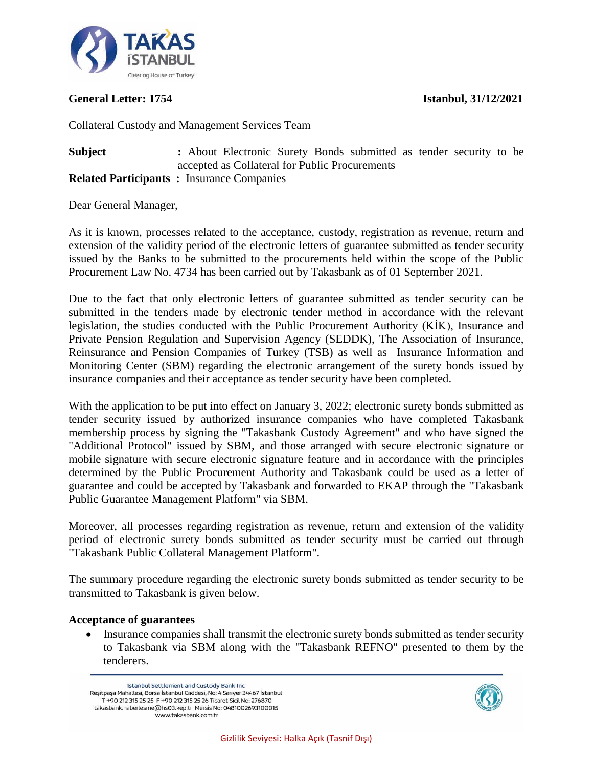**General Letter: 1754** **Istanbul, 31/12/2021**

Collateral Custody and Management Services Team

**Subject** **:** About Electronic Surety Bonds submitted as tender security to be accepted as Collateral for Public Procurements

**Related Participants :** Insurance Companies

Dear General Manager,

As it is known, processes related to the acceptance, custody, registration as revenue, return and extension of the validity period of the electronic letters of guarantee submitted as tender security issued by the Banks to be submitted to the procurements held within the scope of the Public Procurement Law No. 4734 has been carried out by Takasbank as of 01 September 2021.

Due to the fact that only electronic letters of guarantee submitted as tender security can be submitted in the tenders made by electronic tender method in accordance with the relevant legislation, the studies conducted with the Public Procurement Authority (KİK), Insurance and Private Pension Regulation and Supervision Agency (SEDDK), The Association of Insurance, Reinsurance and Pension Companies of Turkey (TSB) as well as Insurance Information and Monitoring Center (SBM) regarding the electronic arrangement of the surety bonds issued by insurance companies and their acceptance as tender security have been completed.

With the application to be put into effect on January 3, 2022; electronic surety bonds submitted as tender security issued by authorized insurance companies who have completed Takasbank membership process by signing the "Takasbank Custody Agreement" and who have signed the "Additional Protocol" issued by SBM, and those arranged with secure electronic signature or mobile signature with secure electronic signature feature and in accordance with the principles determined by the Public Procurement Authority and Takasbank could be used as a letter of guarantee and could be accepted by Takasbank and forwarded to EKAP through the "Takasbank Public Guarantee Management Platform" via SBM.

Moreover, all processes regarding registration as revenue, return and extension of the validity period of electronic surety bonds submitted as tender security must be carried out through "Takasbank Public Collateral Management Platform".

The summary procedure regarding the electronic surety bonds submitted as tender security to be transmitted to Takasbank is given below.

**Acceptance of guarantees**

- Insurance companies shall transmit the electronic surety bonds submitted as tender security to Takasbank via SBM along with the "Takasbank REFNO" presented to them by the tenderers.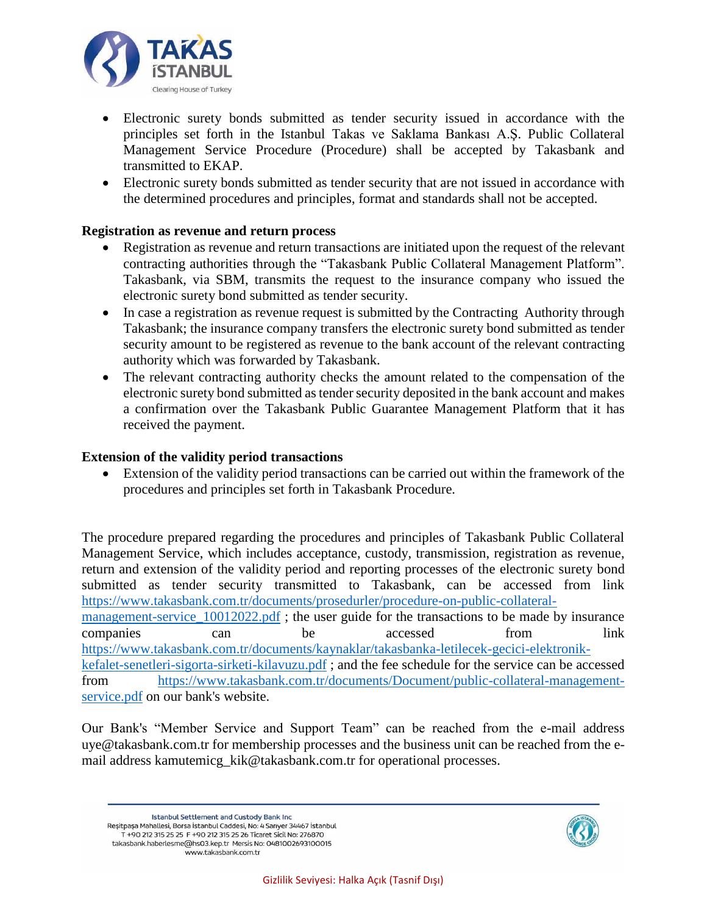- Electronic surety bonds submitted as tender security issued in accordance with the principles set forth in the Istanbul Takas ve Saklama Bankası A.Ş. Public Collateral Management Service Procedure (Procedure) shall be accepted by Takasbank and transmitted to EKAP.
- Electronic surety bonds submitted as tender security that are not issued in accordance with the determined procedures and principles, format and standards shall not be accepted.

**Registration as revenue and return process**

- Registration as revenue and return transactions are initiated upon the request of the relevant contracting authorities through the "Takasbank Public Collateral Management Platform". Takasbank, via SBM, transmits the request to the insurance company who issued the electronic surety bond submitted as tender security.
- In case a registration as revenue request is submitted by the Contracting Authority through Takasbank; the insurance company transfers the electronic surety bond submitted as tender security amount to be registered as revenue to the bank account of the relevant contracting authority which was forwarded by Takasbank.
- The relevant contracting authority checks the amount related to the compensation of the electronic surety bond submitted as tender security deposited in the bank account and makes a confirmation over the Takasbank Public Guarantee Management Platform that it has received the payment.

**Extension of the validity period transactions**

- Extension of the validity period transactions can be carried out within the framework of the procedures and principles set forth in Takasbank Procedure.

The procedure prepared regarding the procedures and principles of Takasbank Public Collateral Management Service, which includes acceptance, custody, transmission, registration as revenue, return and extension of the validity period and reporting processes of the electronic surety bond submitted as tender security transmitted to Takasbank, can be accessed from link https://www.takasbank.com.tr/documents/prosedurler/procedure-on-public-collateral-management-service_10012022.pdf ; the user guide for the transactions to be made by insurance companies can be accessed from link https://www.takasbank.com.tr/documents/kaynaklar/takasbanka-iletilecek-gecici-elektronik-kefalet-senetleri-sigorta-sirketi-kilavuzu.pdf ; and the fee schedule for the service can be accessed from https://www.takasbank.com.tr/documents/Document/public-collateral-management-service.pdf on our bank's website.

Our Bank's "Member Service and Support Team" can be reached from the e-mail address uye@takasbank.com.tr for membership processes and the business unit can be reached from the e-mail address kamutemicg_kik@takasbank.com.tr for operational processes.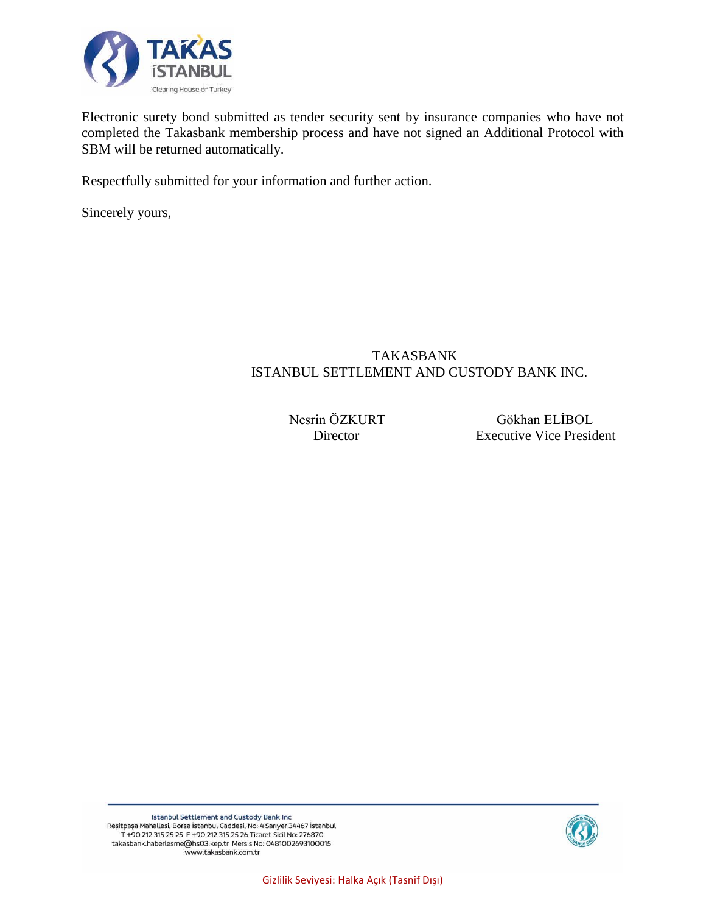Electronic surety bond submitted as tender security sent by insurance companies who have not completed the Takasbank membership process and have not signed an Additional Protocol with SBM will be returned automatically.

Respectfully submitted for your information and further action.

Sincerely yours,

TAKASBANK
ISTANBUL SETTLEMENT AND CUSTODY BANK INC.

| | |
|---|---|
| Nesrin ÖZKURT | Gökhan ELİBOL |
| Director | Executive Vice President |